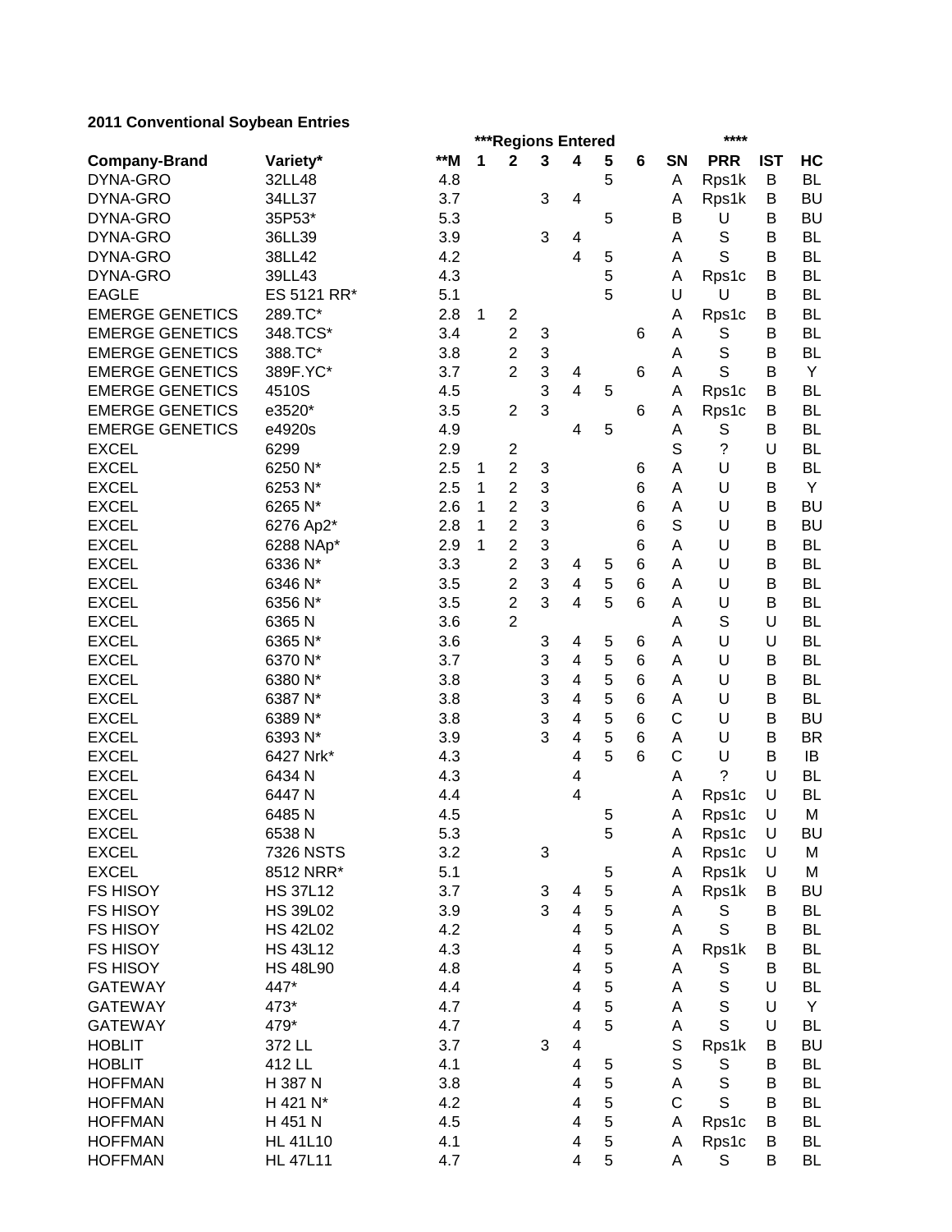**2011 Conventional Soybean Entries**

| | | | ***Regions Entered | | | | | | | **** | | |
|---|---|---|---|---|---|---|---|---|---|---|---|---|
| **Company-Brand** | **Variety*** | **M | **1** | **2** | **3** | **4** | **5** | **6** | **SN** | **PRR** | **IST** | **HC** |
| DYNA-GRO | 32LL48 | 4.8 | | | | | 5 | | A | Rps1k | B | BL |
| DYNA-GRO | 34LL37 | 3.7 | | | 3 | 4 | | | A | Rps1k | B | BU |
| DYNA-GRO | 35P53* | 5.3 | | | | | 5 | | B | U | B | BU |
| DYNA-GRO | 36LL39 | 3.9 | | | 3 | 4 | | | A | S | B | BL |
| DYNA-GRO | 38LL42 | 4.2 | | | | 4 | 5 | | A | S | B | BL |
| DYNA-GRO | 39LL43 | 4.3 | | | | | 5 | | A | Rps1c | B | BL |
| EAGLE | ES 5121 RR* | 5.1 | | | | | 5 | | U | U | B | BL |
| EMERGE GENETICS | 289.TC* | 2.8 | 1 | 2 | | | | | A | Rps1c | B | BL |
| EMERGE GENETICS | 348.TCS* | 3.4 | | 2 | 3 | | | 6 | A | S | B | BL |
| EMERGE GENETICS | 388.TC* | 3.8 | | 2 | 3 | | | | A | S | B | BL |
| EMERGE GENETICS | 389F.YC* | 3.7 | | 2 | 3 | 4 | | 6 | A | S | B | Y |
| EMERGE GENETICS | 4510S | 4.5 | | | 3 | 4 | 5 | | A | Rps1c | B | BL |
| EMERGE GENETICS | e3520* | 3.5 | | 2 | 3 | | | 6 | A | Rps1c | B | BL |
| EMERGE GENETICS | e4920s | 4.9 | | | | 4 | 5 | | A | S | B | BL |
| EXCEL | 6299 | 2.9 | | 2 | | | | | S | ? | U | BL |
| EXCEL | 6250 N* | 2.5 | 1 | 2 | 3 | | | 6 | A | U | B | BL |
| EXCEL | 6253 N* | 2.5 | 1 | 2 | 3 | | | 6 | A | U | B | Y |
| EXCEL | 6265 N* | 2.6 | 1 | 2 | 3 | | | 6 | A | U | B | BU |
| EXCEL | 6276 Ap2* | 2.8 | 1 | 2 | 3 | | | 6 | S | U | B | BU |
| EXCEL | 6288 NAp* | 2.9 | 1 | 2 | 3 | | | 6 | A | U | B | BL |
| EXCEL | 6336 N* | 3.3 | | 2 | 3 | 4 | 5 | 6 | A | U | B | BL |
| EXCEL | 6346 N* | 3.5 | | 2 | 3 | 4 | 5 | 6 | A | U | B | BL |
| EXCEL | 6356 N* | 3.5 | | 2 | 3 | 4 | 5 | 6 | A | U | B | BL |
| EXCEL | 6365 N | 3.6 | | 2 | | | | | A | S | U | BL |
| EXCEL | 6365 N* | 3.6 | | | 3 | 4 | 5 | 6 | A | U | U | BL |
| EXCEL | 6370 N* | 3.7 | | | 3 | 4 | 5 | 6 | A | U | B | BL |
| EXCEL | 6380 N* | 3.8 | | | 3 | 4 | 5 | 6 | A | U | B | BL |
| EXCEL | 6387 N* | 3.8 | | | 3 | 4 | 5 | 6 | A | U | B | BL |
| EXCEL | 6389 N* | 3.8 | | | 3 | 4 | 5 | 6 | C | U | B | BU |
| EXCEL | 6393 N* | 3.9 | | | 3 | 4 | 5 | 6 | A | U | B | BR |
| EXCEL | 6427 Nrk* | 4.3 | | | | 4 | 5 | 6 | C | U | B | IB |
| EXCEL | 6434 N | 4.3 | | | | 4 | | | A | ? | U | BL |
| EXCEL | 6447 N | 4.4 | | | | 4 | | | A | Rps1c | U | BL |
| EXCEL | 6485 N | 4.5 | | | | | 5 | | A | Rps1c | U | M |
| EXCEL | 6538 N | 5.3 | | | | | 5 | | A | Rps1c | U | BU |
| EXCEL | 7326 NSTS | 3.2 | | | 3 | | | | A | Rps1c | U | M |
| EXCEL | 8512 NRR* | 5.1 | | | | | 5 | | A | Rps1k | U | M |
| FS HISOY | HS 37L12 | 3.7 | | | 3 | 4 | 5 | | A | Rps1k | B | BU |
| FS HISOY | HS 39L02 | 3.9 | | | 3 | 4 | 5 | | A | S | B | BL |
| FS HISOY | HS 42L02 | 4.2 | | | | 4 | 5 | | A | S | B | BL |
| FS HISOY | HS 43L12 | 4.3 | | | | 4 | 5 | | A | Rps1k | B | BL |
| FS HISOY | HS 48L90 | 4.8 | | | | 4 | 5 | | A | S | B | BL |
| GATEWAY | 447* | 4.4 | | | | 4 | 5 | | A | S | U | BL |
| GATEWAY | 473* | 4.7 | | | | 4 | 5 | | A | S | U | Y |
| GATEWAY | 479* | 4.7 | | | | 4 | 5 | | A | S | U | BL |
| HOBLIT | 372 LL | 3.7 | | | 3 | 4 | | | S | Rps1k | B | BU |
| HOBLIT | 412 LL | 4.1 | | | | 4 | 5 | | S | S | B | BL |
| HOFFMAN | H 387 N | 3.8 | | | | 4 | 5 | | A | S | B | BL |
| HOFFMAN | H 421 N* | 4.2 | | | | 4 | 5 | | C | S | B | BL |
| HOFFMAN | H 451 N | 4.5 | | | | 4 | 5 | | A | Rps1c | B | BL |
| HOFFMAN | HL 41L10 | 4.1 | | | | 4 | 5 | | A | Rps1c | B | BL |
| HOFFMAN | HL 47L11 | 4.7 | | | | 4 | 5 | | A | S | B | BL |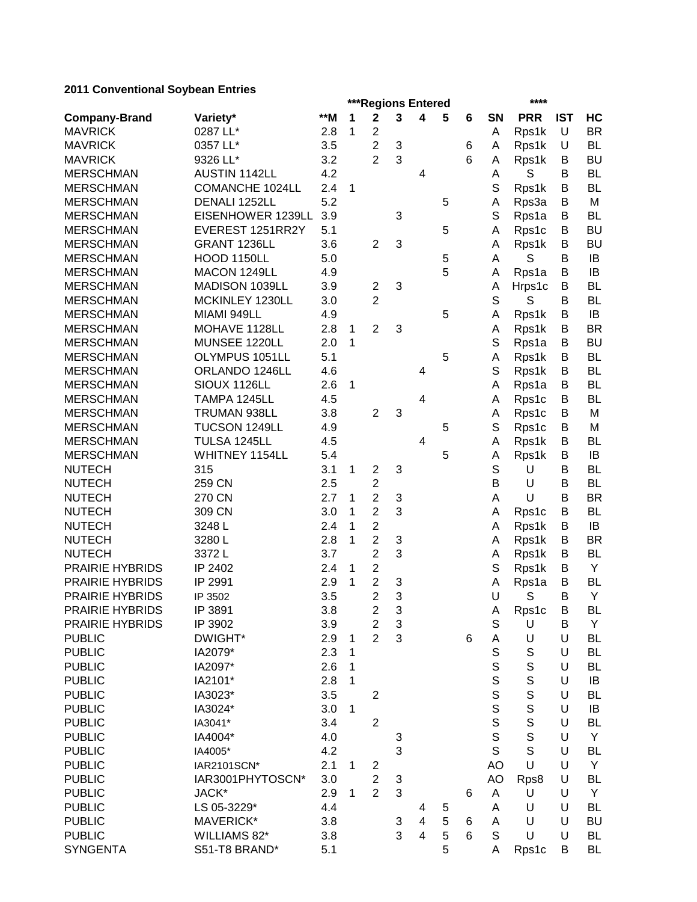**2011 Conventional Soybean Entries**

| | | | ***Regions Entered | | | | | | | **** | | |
|---|---|---|---|---|---|---|---|---|---|---|---|---|
| **Company-Brand** | **Variety*** | ****M** | **1** | **2** | **3** | **4** | **5** | **6** | **SN** | **PRR** | **IST** | **HC** |
| MAVRICK | 0287 LL* | 2.8 | 1 | 2 | | | | | A | Rps1k | U | BR |
| MAVRICK | 0357 LL* | 3.5 | | 2 | 3 | | | 6 | A | Rps1k | U | BL |
| MAVRICK | 9326 LL* | 3.2 | | 2 | 3 | | | 6 | A | Rps1k | B | BU |
| MERSCHMAN | AUSTIN 1142LL | 4.2 | | | | 4 | | | A | S | B | BL |
| MERSCHMAN | COMANCHE 1024LL | 2.4 | 1 | | | | | | S | Rps1k | B | BL |
| MERSCHMAN | DENALI 1252LL | 5.2 | | | | | 5 | | A | Rps3a | B | M |
| MERSCHMAN | EISENHOWER 1239LL | 3.9 | | | 3 | | | | S | Rps1a | B | BL |
| MERSCHMAN | EVEREST 1251RR2Y | 5.1 | | | | | 5 | | A | Rps1c | B | BU |
| MERSCHMAN | GRANT 1236LL | 3.6 | | 2 | 3 | | | | A | Rps1k | B | BU |
| MERSCHMAN | HOOD 1150LL | 5.0 | | | | | 5 | | A | S | B | IB |
| MERSCHMAN | MACON 1249LL | 4.9 | | | | | 5 | | A | Rps1a | B | IB |
| MERSCHMAN | MADISON 1039LL | 3.9 | | 2 | 3 | | | | A | Hrps1c | B | BL |
| MERSCHMAN | MCKINLEY 1230LL | 3.0 | | 2 | | | | | S | S | B | BL |
| MERSCHMAN | MIAMI 949LL | 4.9 | | | | | 5 | | A | Rps1k | B | IB |
| MERSCHMAN | MOHAVE 1128LL | 2.8 | 1 | 2 | 3 | | | | A | Rps1k | B | BR |
| MERSCHMAN | MUNSEE 1220LL | 2.0 | 1 | | | | | | S | Rps1a | B | BU |
| MERSCHMAN | OLYMPUS 1051LL | 5.1 | | | | | 5 | | A | Rps1k | B | BL |
| MERSCHMAN | ORLANDO 1246LL | 4.6 | | | | 4 | | | S | Rps1k | B | BL |
| MERSCHMAN | SIOUX 1126LL | 2.6 | 1 | | | | | | A | Rps1a | B | BL |
| MERSCHMAN | TAMPA 1245LL | 4.5 | | | | 4 | | | A | Rps1c | B | BL |
| MERSCHMAN | TRUMAN 938LL | 3.8 | | 2 | 3 | | | | A | Rps1c | B | M |
| MERSCHMAN | TUCSON 1249LL | 4.9 | | | | | 5 | | S | Rps1c | B | M |
| MERSCHMAN | TULSA 1245LL | 4.5 | | | | 4 | | | A | Rps1k | B | BL |
| MERSCHMAN | WHITNEY 1154LL | 5.4 | | | | | 5 | | A | Rps1k | B | IB |
| NUTECH | 315 | 3.1 | 1 | 2 | 3 | | | | S | U | B | BL |
| NUTECH | 259 CN | 2.5 | | 2 | | | | | B | U | B | BL |
| NUTECH | 270 CN | 2.7 | 1 | 2 | 3 | | | | A | U | B | BR |
| NUTECH | 309 CN | 3.0 | 1 | 2 | 3 | | | | A | Rps1c | B | BL |
| NUTECH | 3248 L | 2.4 | 1 | 2 | | | | | A | Rps1k | B | IB |
| NUTECH | 3280 L | 2.8 | 1 | 2 | 3 | | | | A | Rps1k | B | BR |
| NUTECH | 3372 L | 3.7 | | 2 | 3 | | | | A | Rps1k | B | BL |
| PRAIRIE HYBRIDS | IP 2402 | 2.4 | 1 | 2 | | | | | S | Rps1k | B | Y |
| PRAIRIE HYBRIDS | IP 2991 | 2.9 | 1 | 2 | 3 | | | | A | Rps1a | B | BL |
| PRAIRIE HYBRIDS | IP 3502 | 3.5 | | 2 | 3 | | | | U | S | B | Y |
| PRAIRIE HYBRIDS | IP 3891 | 3.8 | | 2 | 3 | | | | A | Rps1c | B | BL |
| PRAIRIE HYBRIDS | IP 3902 | 3.9 | | 2 | 3 | | | | S | U | B | Y |
| PUBLIC | DWIGHT* | 2.9 | 1 | 2 | 3 | | | 6 | A | U | U | BL |
| PUBLIC | IA2079* | 2.3 | 1 | | | | | | S | S | U | BL |
| PUBLIC | IA2097* | 2.6 | 1 | | | | | | S | S | U | BL |
| PUBLIC | IA2101* | 2.8 | 1 | | | | | | S | S | U | IB |
| PUBLIC | IA3023* | 3.5 | | 2 | | | | | S | S | U | BL |
| PUBLIC | IA3024* | 3.0 | 1 | | | | | | S | S | U | IB |
| PUBLIC | IA3041* | 3.4 | | 2 | | | | | S | S | U | BL |
| PUBLIC | IA4004* | 4.0 | | | 3 | | | | S | S | U | Y |
| PUBLIC | IA4005* | 4.2 | | | 3 | | | | S | S | U | BL |
| PUBLIC | IAR2101SCN* | 2.1 | 1 | 2 | | | | | AO | U | U | Y |
| PUBLIC | IAR3001PHYTOSCN* | 3.0 | | 2 | 3 | | | | AO | Rps8 | U | BL |
| PUBLIC | JACK* | 2.9 | 1 | 2 | 3 | | | 6 | A | U | U | Y |
| PUBLIC | LS 05-3229* | 4.4 | | | | 4 | 5 | | A | U | U | BL |
| PUBLIC | MAVERICK* | 3.8 | | | 3 | 4 | 5 | 6 | A | U | U | BU |
| PUBLIC | WILLIAMS 82* | 3.8 | | | 3 | 4 | 5 | 6 | S | U | U | BL |
| SYNGENTA | S51-T8 BRAND* | 5.1 | | | | | 5 | | A | Rps1c | B | BL |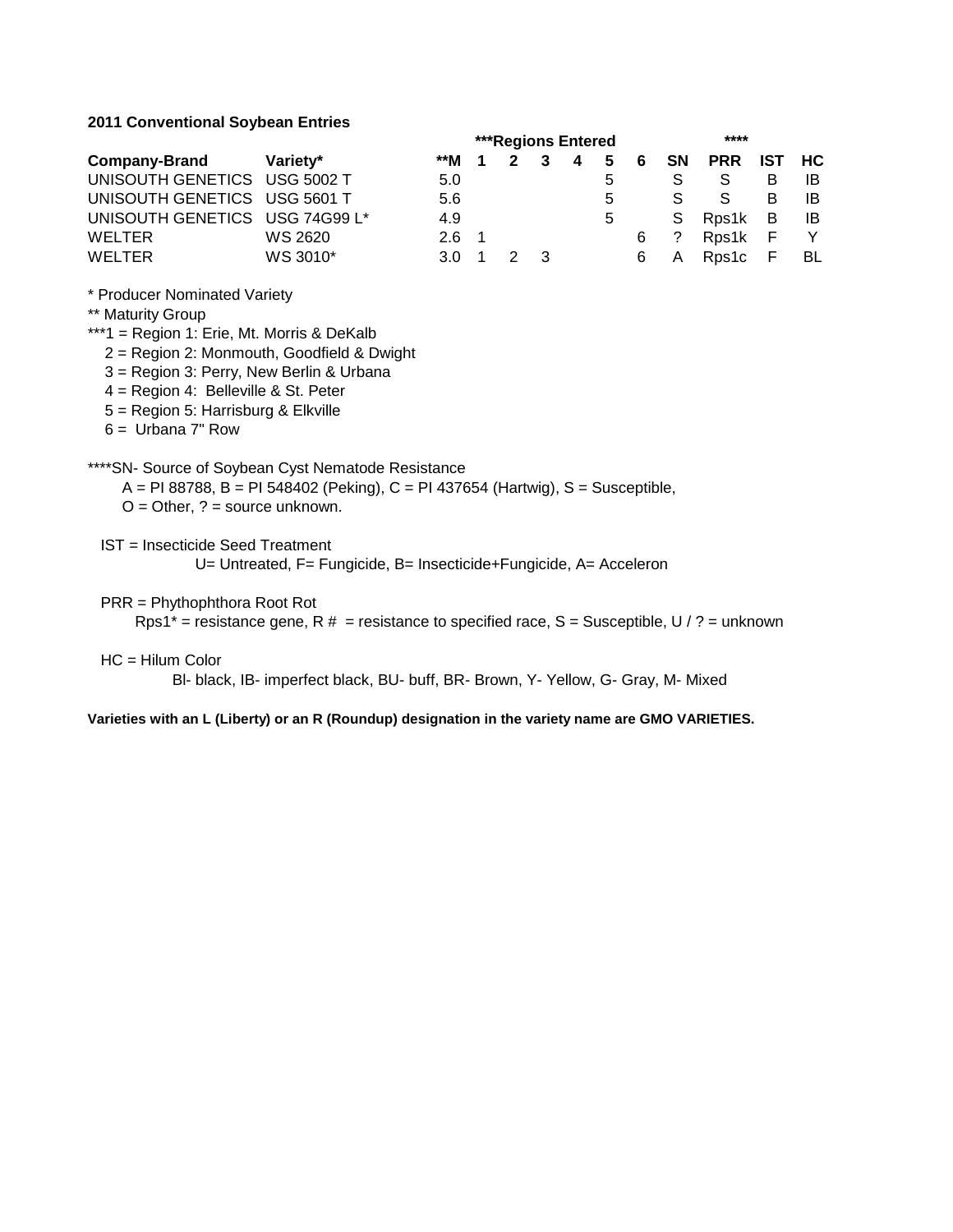**2011 Conventional Soybean Entries**

| | | | ***Regions Entered | | | | | | | **** | | |
|---|---|---|---|---|---|---|---|---|---|---|---|---|
| **Company-Brand** | **Variety*** | ****M** | **1** | **2** | **3** | **4** | **5** | **6** | **SN** | **PRR** | **IST** | **HC** |
| UNISOUTH GENETICS | USG 5002 T | 5.0 | | | | | 5 | | S | S | B | IB |
| UNISOUTH GENETICS | USG 5601 T | 5.6 | | | | | 5 | | S | S | B | IB |
| UNISOUTH GENETICS | USG 74G99 L* | 4.9 | | | | | 5 | | S | Rps1k | B | IB |
| WELTER | WS 2620 | 2.6 | 1 | | | | | 6 | ? | Rps1k | F | Y |
| WELTER | WS 3010* | 3.0 | 1 | 2 | 3 | | | 6 | A | Rps1c | F | BL |

\* Producer Nominated Variety

** Maturity Group

***1 = Region 1: Erie, Mt. Morris & DeKalb
2 = Region 2: Monmouth, Goodfield & Dwight
3 = Region 3: Perry, New Berlin & Urbana
4 = Region 4: Belleville & St. Peter
5 = Region 5: Harrisburg & Elkville
6 = Urbana 7" Row

****SN- Source of Soybean Cyst Nematode Resistance
A = PI 88788, B = PI 548402 (Peking), C = PI 437654 (Hartwig), S = Susceptible,
O = Other, ? = source unknown.

IST = Insecticide Seed Treatment
U= Untreated, F= Fungicide, B= Insecticide+Fungicide, A= Acceleron

PRR = Phythophthora Root Rot
Rps1* = resistance gene, R # = resistance to specified race, S = Susceptible, U / ? = unknown

HC = Hilum Color
Bl- black, IB- imperfect black, BU- buff, BR- Brown, Y- Yellow, G- Gray, M- Mixed

**Varieties with an L (Liberty) or an R (Roundup) designation in the variety name are GMO VARIETIES.**